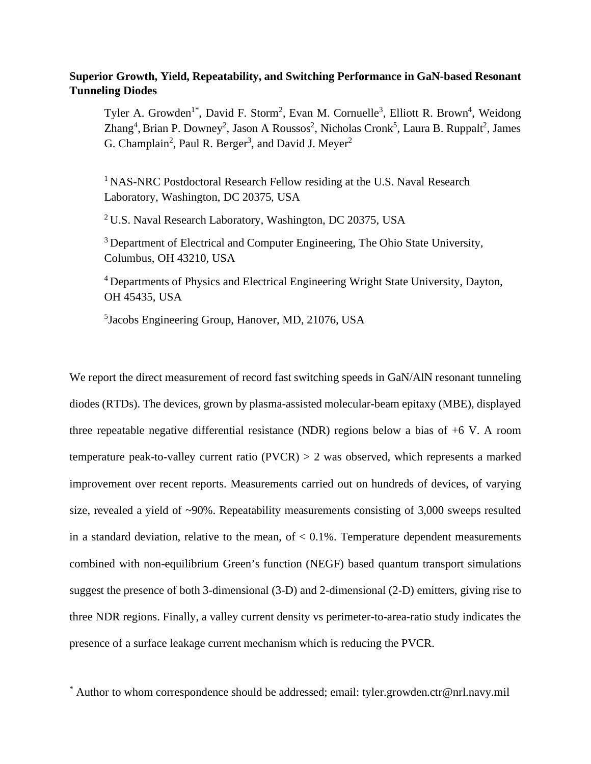**Superior Growth, Yield, Repeatability, and Switching Performance in GaN-based Resonant Tunneling Diodes**

Tyler A. Growden[1*], David F. Storm[2], Evan M. Cornuelle[3], Elliott R. Brown[4], Weidong Zhang[4], Brian P. Downey[2], Jason A Roussos[2], Nicholas Cronk[5], Laura B. Ruppalt[2], James G. Champlain[2], Paul R. Berger[3], and David J. Meyer[2]

[1] NAS-NRC Postdoctoral Research Fellow residing at the U.S. Naval Research Laboratory, Washington, DC 20375, USA

[2] U.S. Naval Research Laboratory, Washington, DC 20375, USA

[3] Department of Electrical and Computer Engineering, The Ohio State University, Columbus, OH 43210, USA

[4] Departments of Physics and Electrical Engineering Wright State University, Dayton, OH 45435, USA

[5] Jacobs Engineering Group, Hanover, MD, 21076, USA

We report the direct measurement of record fast switching speeds in GaN/AlN resonant tunneling diodes (RTDs). The devices, grown by plasma-assisted molecular-beam epitaxy (MBE), displayed three repeatable negative differential resistance (NDR) regions below a bias of +6 V. A room temperature peak-to-valley current ratio (PVCR) > 2 was observed, which represents a marked improvement over recent reports. Measurements carried out on hundreds of devices, of varying size, revealed a yield of ~90%. Repeatability measurements consisting of 3,000 sweeps resulted in a standard deviation, relative to the mean, of < 0.1%. Temperature dependent measurements combined with non-equilibrium Green's function (NEGF) based quantum transport simulations suggest the presence of both 3-dimensional (3-D) and 2-dimensional (2-D) emitters, giving rise to three NDR regions. Finally, a valley current density vs perimeter-to-area-ratio study indicates the presence of a surface leakage current mechanism which is reducing the PVCR.

[*] Author to whom correspondence should be addressed; email: tyler.growden.ctr@nrl.navy.mil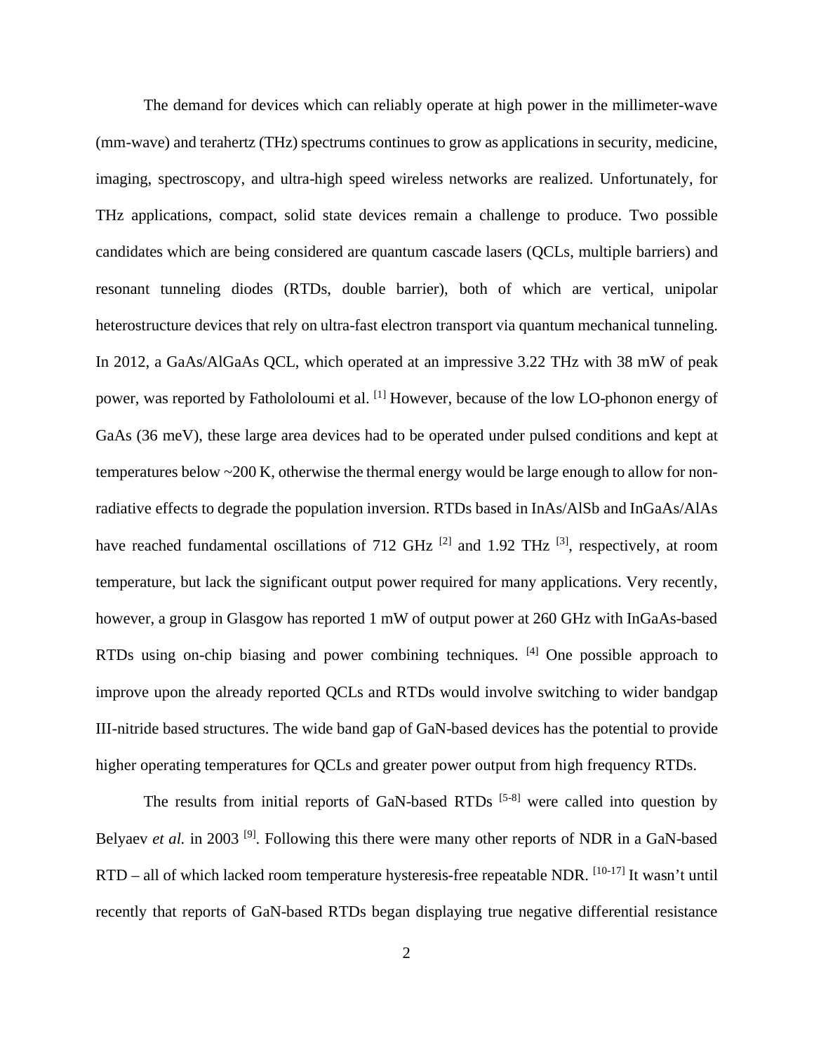The demand for devices which can reliably operate at high power in the millimeter-wave (mm-wave) and terahertz (THz) spectrums continues to grow as applications in security, medicine, imaging, spectroscopy, and ultra-high speed wireless networks are realized. Unfortunately, for THz applications, compact, solid state devices remain a challenge to produce. Two possible candidates which are being considered are quantum cascade lasers (QCLs, multiple barriers) and resonant tunneling diodes (RTDs, double barrier), both of which are vertical, unipolar heterostructure devices that rely on ultra-fast electron transport via quantum mechanical tunneling. In 2012, a GaAs/AlGaAs QCL, which operated at an impressive 3.22 THz with 38 mW of peak power, was reported by Fathololoumi et al. [1] However, because of the low LO-phonon energy of GaAs (36 meV), these large area devices had to be operated under pulsed conditions and kept at temperatures below ~200 K, otherwise the thermal energy would be large enough to allow for non-radiative effects to degrade the population inversion. RTDs based in InAs/AlSb and InGaAs/AlAs have reached fundamental oscillations of 712 GHz [2] and 1.92 THz [3], respectively, at room temperature, but lack the significant output power required for many applications. Very recently, however, a group in Glasgow has reported 1 mW of output power at 260 GHz with InGaAs-based RTDs using on-chip biasing and power combining techniques. [4] One possible approach to improve upon the already reported QCLs and RTDs would involve switching to wider bandgap III-nitride based structures. The wide band gap of GaN-based devices has the potential to provide higher operating temperatures for QCLs and greater power output from high frequency RTDs.

The results from initial reports of GaN-based RTDs [5-8] were called into question by Belyaev *et al.* in 2003 [9]. Following this there were many other reports of NDR in a GaN-based RTD – all of which lacked room temperature hysteresis-free repeatable NDR. [10-17] It wasn't until recently that reports of GaN-based RTDs began displaying true negative differential resistance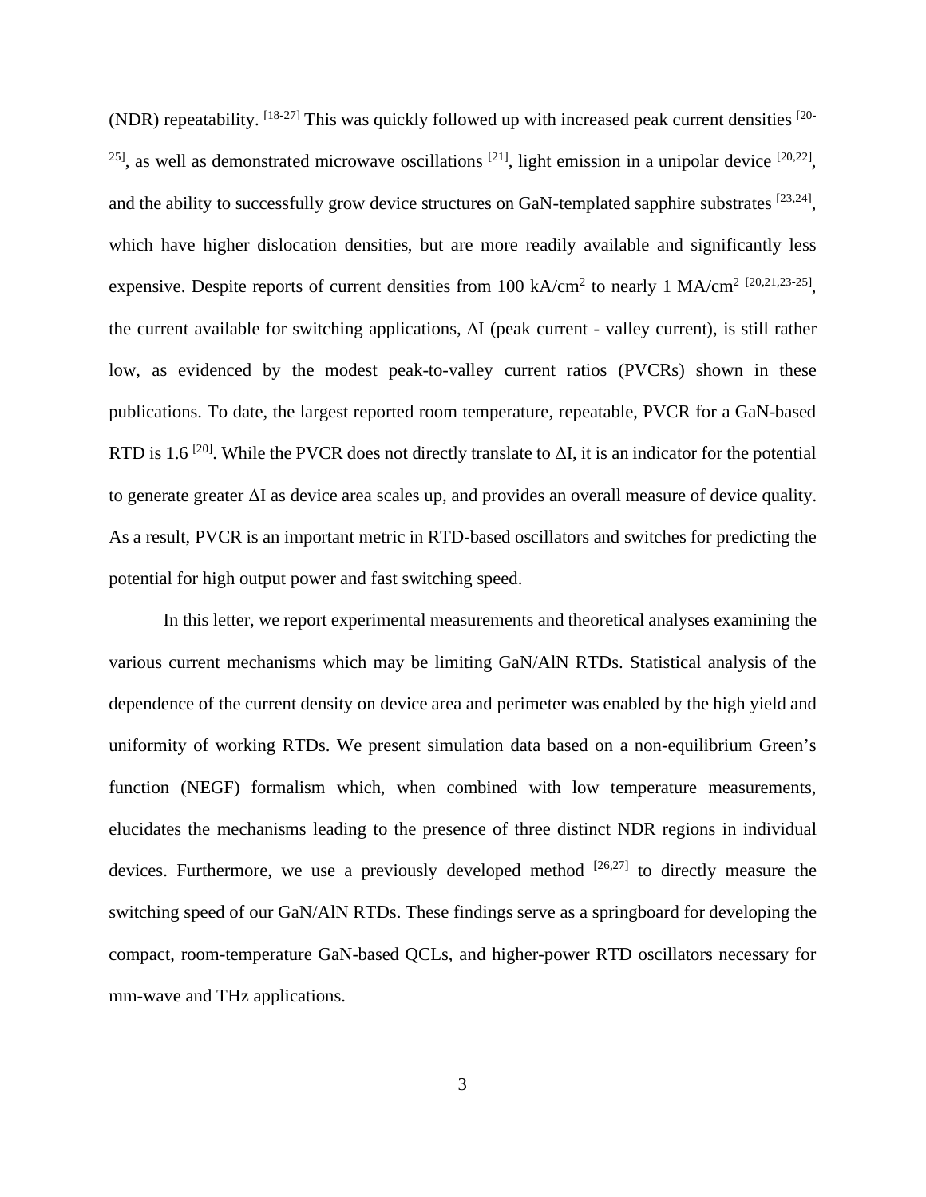(NDR) repeatability. [18-27] This was quickly followed up with increased peak current densities [20-25], as well as demonstrated microwave oscillations [21], light emission in a unipolar device [20,22], and the ability to successfully grow device structures on GaN-templated sapphire substrates [23,24], which have higher dislocation densities, but are more readily available and significantly less expensive. Despite reports of current densities from 100 kA/cm$^2$ to nearly 1 MA/cm$^2$ [20,21,23-25], the current available for switching applications, $\Delta$I (peak current - valley current), is still rather low, as evidenced by the modest peak-to-valley current ratios (PVCRs) shown in these publications. To date, the largest reported room temperature, repeatable, PVCR for a GaN-based RTD is 1.6 [20]. While the PVCR does not directly translate to $\Delta$I, it is an indicator for the potential to generate greater $\Delta$I as device area scales up, and provides an overall measure of device quality. As a result, PVCR is an important metric in RTD-based oscillators and switches for predicting the potential for high output power and fast switching speed.

In this letter, we report experimental measurements and theoretical analyses examining the various current mechanisms which may be limiting GaN/AlN RTDs. Statistical analysis of the dependence of the current density on device area and perimeter was enabled by the high yield and uniformity of working RTDs. We present simulation data based on a non-equilibrium Green's function (NEGF) formalism which, when combined with low temperature measurements, elucidates the mechanisms leading to the presence of three distinct NDR regions in individual devices. Furthermore, we use a previously developed method [26,27] to directly measure the switching speed of our GaN/AlN RTDs. These findings serve as a springboard for developing the compact, room-temperature GaN-based QCLs, and higher-power RTD oscillators necessary for mm-wave and THz applications.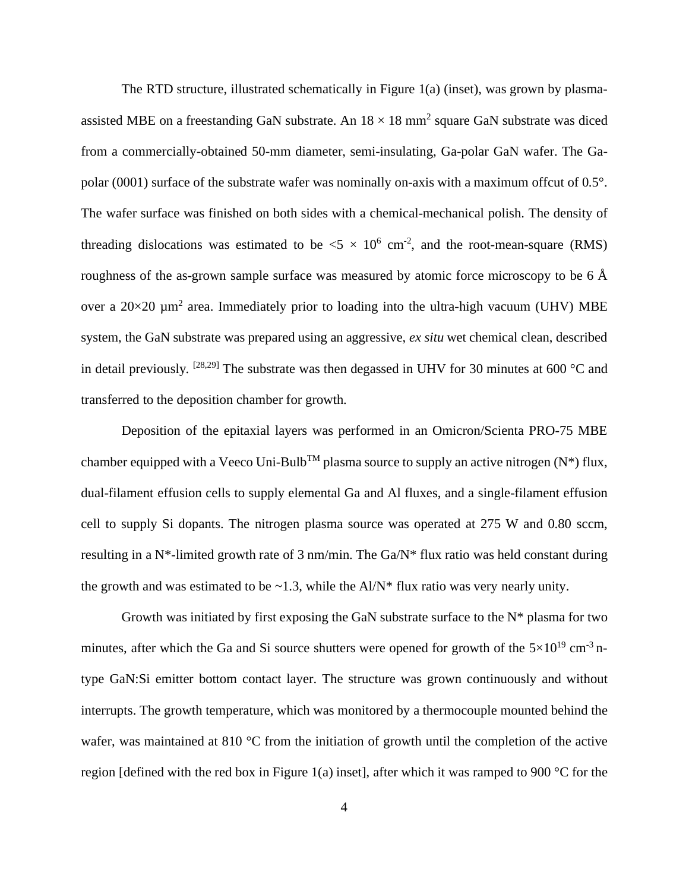The RTD structure, illustrated schematically in Figure 1(a) (inset), was grown by plasma-assisted MBE on a freestanding GaN substrate. An $18 \times 18$ mm$^2$ square GaN substrate was diced from a commercially-obtained 50-mm diameter, semi-insulating, Ga-polar GaN wafer. The Ga-polar (0001) surface of the substrate wafer was nominally on-axis with a maximum offcut of 0.5°. The wafer surface was finished on both sides with a chemical-mechanical polish. The density of threading dislocations was estimated to be $<5 \times 10^6$ cm$^{-2}$, and the root-mean-square (RMS) roughness of the as-grown sample surface was measured by atomic force microscopy to be 6 Å over a $20 \times 20$ µm$^2$ area. Immediately prior to loading into the ultra-high vacuum (UHV) MBE system, the GaN substrate was prepared using an aggressive, *ex situ* wet chemical clean, described in detail previously. [28,29] The substrate was then degassed in UHV for 30 minutes at 600 °C and transferred to the deposition chamber for growth.

Deposition of the epitaxial layers was performed in an Omicron/Scienta PRO-75 MBE chamber equipped with a Veeco Uni-Bulb™ plasma source to supply an active nitrogen (N*) flux, dual-filament effusion cells to supply elemental Ga and Al fluxes, and a single-filament effusion cell to supply Si dopants. The nitrogen plasma source was operated at 275 W and 0.80 sccm, resulting in a N*-limited growth rate of 3 nm/min. The Ga/N* flux ratio was held constant during the growth and was estimated to be ~1.3, while the Al/N* flux ratio was very nearly unity.

Growth was initiated by first exposing the GaN substrate surface to the N* plasma for two minutes, after which the Ga and Si source shutters were opened for growth of the $5 \times 10^{19}$ cm$^{-3}$ n-type GaN:Si emitter bottom contact layer. The structure was grown continuously and without interrupts. The growth temperature, which was monitored by a thermocouple mounted behind the wafer, was maintained at 810 °C from the initiation of growth until the completion of the active region [defined with the red box in Figure 1(a) inset], after which it was ramped to 900 °C for the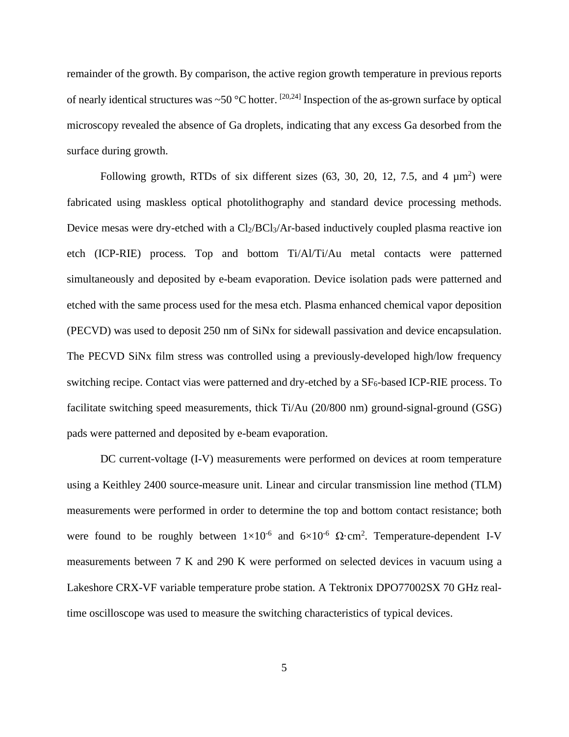remainder of the growth. By comparison, the active region growth temperature in previous reports of nearly identical structures was ~50 °C hotter. [20,24] Inspection of the as-grown surface by optical microscopy revealed the absence of Ga droplets, indicating that any excess Ga desorbed from the surface during growth.

Following growth, RTDs of six different sizes (63, 30, 20, 12, 7.5, and 4 $\mu m^2$) were fabricated using maskless optical photolithography and standard device processing methods. Device mesas were dry-etched with a $Cl_2$/$BCl_3$/Ar-based inductively coupled plasma reactive ion etch (ICP-RIE) process. Top and bottom Ti/Al/Ti/Au metal contacts were patterned simultaneously and deposited by e-beam evaporation. Device isolation pads were patterned and etched with the same process used for the mesa etch. Plasma enhanced chemical vapor deposition (PECVD) was used to deposit 250 nm of SiNx for sidewall passivation and device encapsulation. The PECVD SiNx film stress was controlled using a previously-developed high/low frequency switching recipe. Contact vias were patterned and dry-etched by a $SF_6$-based ICP-RIE process. To facilitate switching speed measurements, thick Ti/Au (20/800 nm) ground-signal-ground (GSG) pads were patterned and deposited by e-beam evaporation.

DC current-voltage (I-V) measurements were performed on devices at room temperature using a Keithley 2400 source-measure unit. Linear and circular transmission line method (TLM) measurements were performed in order to determine the top and bottom contact resistance; both were found to be roughly between $1\times10^{-6}$ and $6\times10^{-6}$ $\Omega\cdot cm^2$. Temperature-dependent I-V measurements between 7 K and 290 K were performed on selected devices in vacuum using a Lakeshore CRX-VF variable temperature probe station. A Tektronix DPO77002SX 70 GHz real-time oscilloscope was used to measure the switching characteristics of typical devices.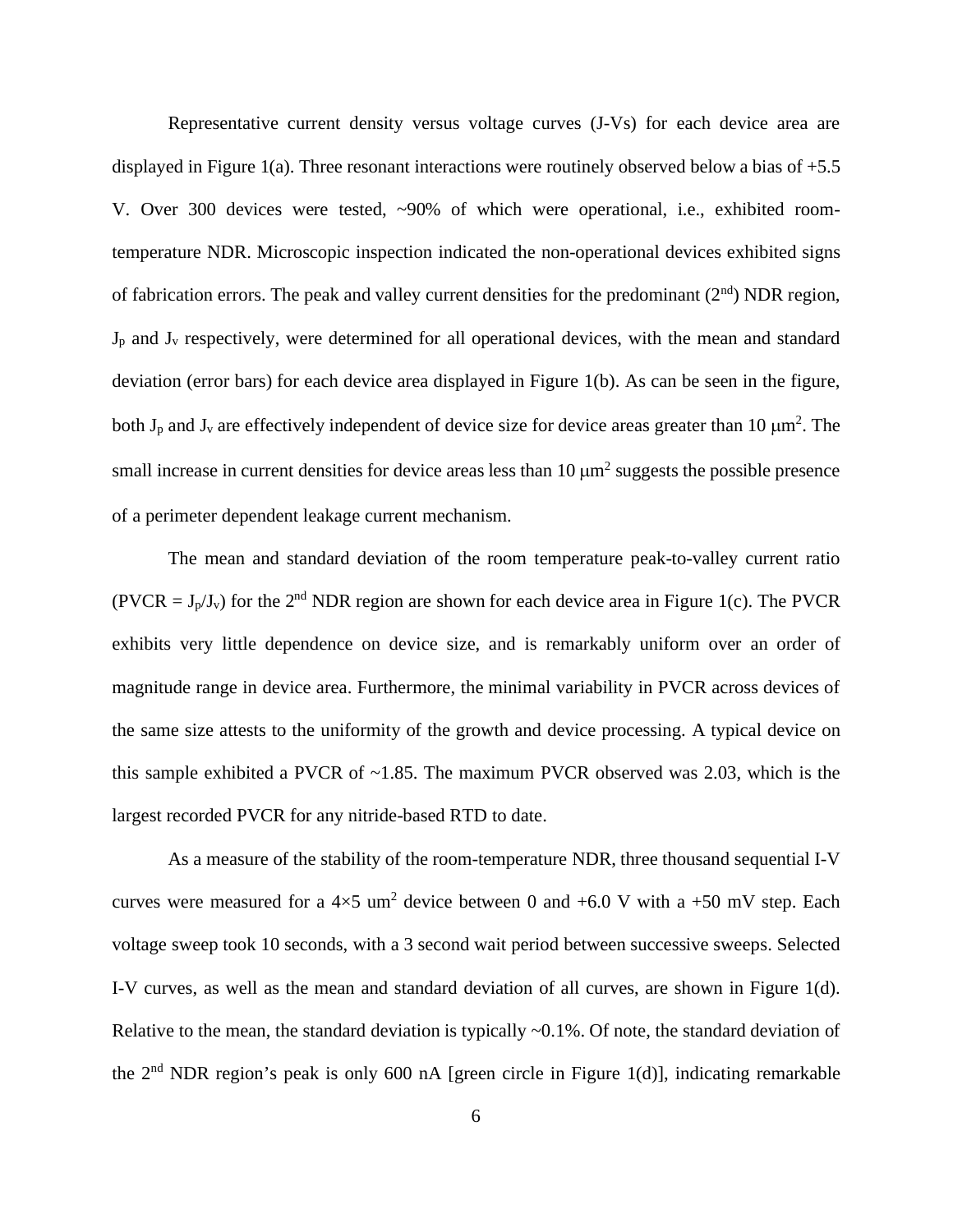Representative current density versus voltage curves (J-Vs) for each device area are displayed in Figure 1(a). Three resonant interactions were routinely observed below a bias of +5.5 V. Over 300 devices were tested, ~90% of which were operational, i.e., exhibited room-temperature NDR. Microscopic inspection indicated the non-operational devices exhibited signs of fabrication errors. The peak and valley current densities for the predominant ($2^{nd}$) NDR region, $J_p$ and $J_v$ respectively, were determined for all operational devices, with the mean and standard deviation (error bars) for each device area displayed in Figure 1(b). As can be seen in the figure, both $J_p$ and $J_v$ are effectively independent of device size for device areas greater than 10 $\mu m^2$. The small increase in current densities for device areas less than 10 $\mu m^2$ suggests the possible presence of a perimeter dependent leakage current mechanism.

The mean and standard deviation of the room temperature peak-to-valley current ratio (PVCR = $J_p/J_v$) for the $2^{nd}$ NDR region are shown for each device area in Figure 1(c). The PVCR exhibits very little dependence on device size, and is remarkably uniform over an order of magnitude range in device area. Furthermore, the minimal variability in PVCR across devices of the same size attests to the uniformity of the growth and device processing. A typical device on this sample exhibited a PVCR of ~1.85. The maximum PVCR observed was 2.03, which is the largest recorded PVCR for any nitride-based RTD to date.

As a measure of the stability of the room-temperature NDR, three thousand sequential I-V curves were measured for a 4×5 $um^2$ device between 0 and +6.0 V with a +50 mV step. Each voltage sweep took 10 seconds, with a 3 second wait period between successive sweeps. Selected I-V curves, as well as the mean and standard deviation of all curves, are shown in Figure 1(d). Relative to the mean, the standard deviation is typically ~0.1%. Of note, the standard deviation of the $2^{nd}$ NDR region's peak is only 600 nA [green circle in Figure 1(d)], indicating remarkable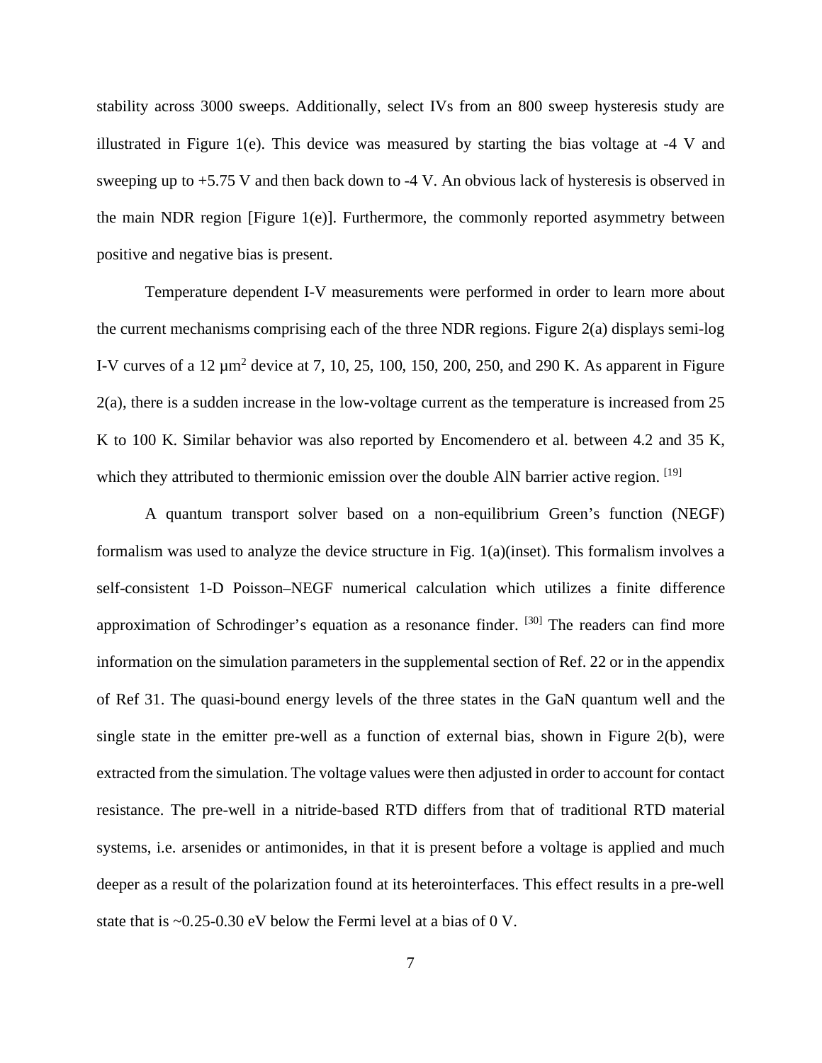stability across 3000 sweeps. Additionally, select IVs from an 800 sweep hysteresis study are illustrated in Figure 1(e). This device was measured by starting the bias voltage at -4 V and sweeping up to +5.75 V and then back down to -4 V. An obvious lack of hysteresis is observed in the main NDR region [Figure 1(e)]. Furthermore, the commonly reported asymmetry between positive and negative bias is present.

Temperature dependent I-V measurements were performed in order to learn more about the current mechanisms comprising each of the three NDR regions. Figure 2(a) displays semi-log I-V curves of a 12 $\mu m^2$ device at 7, 10, 25, 100, 150, 200, 250, and 290 K. As apparent in Figure 2(a), there is a sudden increase in the low-voltage current as the temperature is increased from 25 K to 100 K. Similar behavior was also reported by Encomendero et al. between 4.2 and 35 K, which they attributed to thermionic emission over the double AlN barrier active region. [19]

A quantum transport solver based on a non-equilibrium Green's function (NEGF) formalism was used to analyze the device structure in Fig. 1(a)(inset). This formalism involves a self-consistent 1-D Poisson–NEGF numerical calculation which utilizes a finite difference approximation of Schrodinger's equation as a resonance finder. [30] The readers can find more information on the simulation parameters in the supplemental section of Ref. 22 or in the appendix of Ref 31. The quasi-bound energy levels of the three states in the GaN quantum well and the single state in the emitter pre-well as a function of external bias, shown in Figure 2(b), were extracted from the simulation. The voltage values were then adjusted in order to account for contact resistance. The pre-well in a nitride-based RTD differs from that of traditional RTD material systems, i.e. arsenides or antimonides, in that it is present before a voltage is applied and much deeper as a result of the polarization found at its heterointerfaces. This effect results in a pre-well state that is ~0.25-0.30 eV below the Fermi level at a bias of 0 V.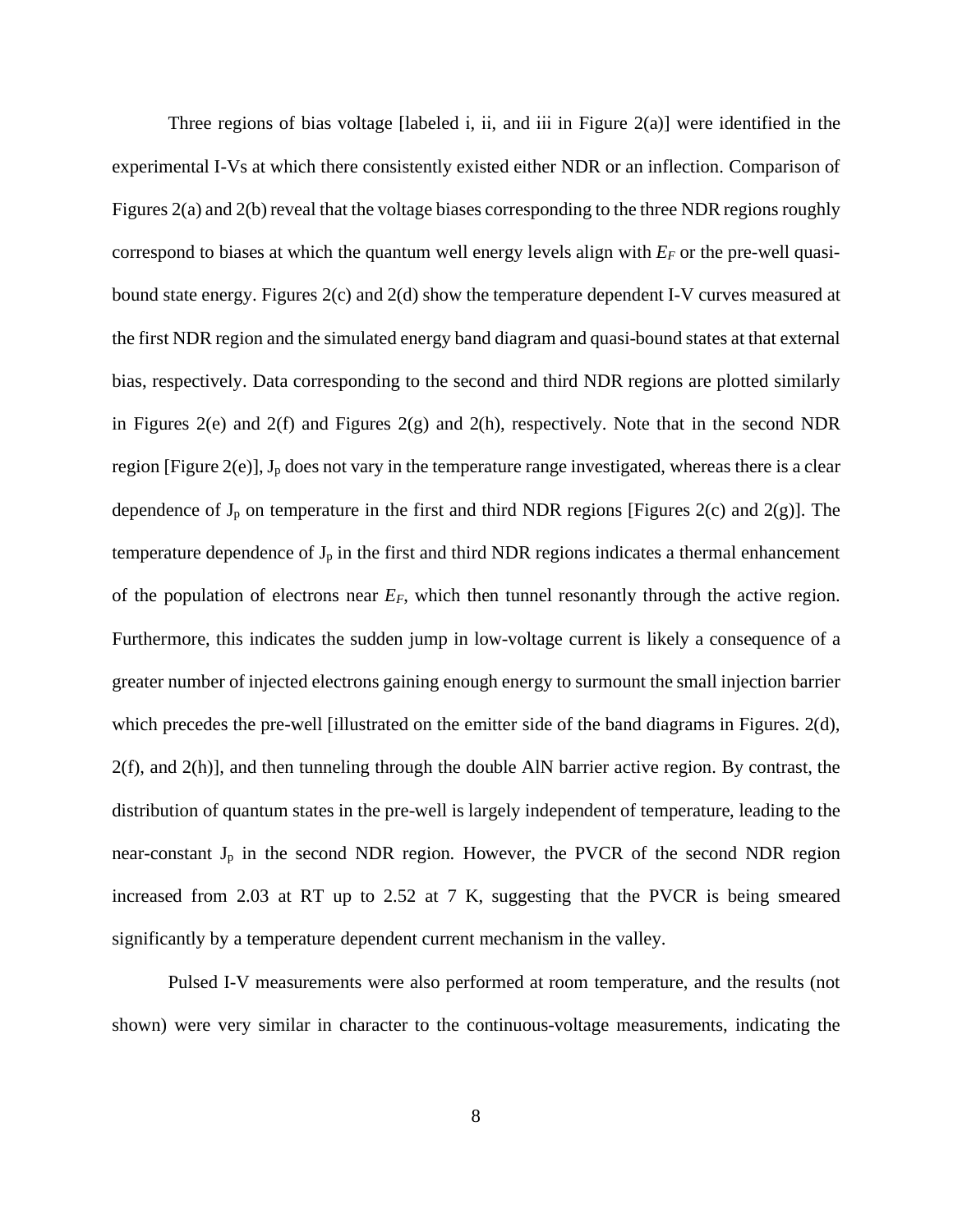Three regions of bias voltage [labeled i, ii, and iii in Figure 2(a)] were identified in the experimental I-Vs at which there consistently existed either NDR or an inflection. Comparison of Figures 2(a) and 2(b) reveal that the voltage biases corresponding to the three NDR regions roughly correspond to biases at which the quantum well energy levels align with $E_F$ or the pre-well quasi-bound state energy. Figures 2(c) and 2(d) show the temperature dependent I-V curves measured at the first NDR region and the simulated energy band diagram and quasi-bound states at that external bias, respectively. Data corresponding to the second and third NDR regions are plotted similarly in Figures 2(e) and 2(f) and Figures 2(g) and 2(h), respectively. Note that in the second NDR region [Figure 2(e)], $J_p$ does not vary in the temperature range investigated, whereas there is a clear dependence of $J_p$ on temperature in the first and third NDR regions [Figures 2(c) and 2(g)]. The temperature dependence of $J_p$ in the first and third NDR regions indicates a thermal enhancement of the population of electrons near $E_F$, which then tunnel resonantly through the active region. Furthermore, this indicates the sudden jump in low-voltage current is likely a consequence of a greater number of injected electrons gaining enough energy to surmount the small injection barrier which precedes the pre-well [illustrated on the emitter side of the band diagrams in Figures. 2(d), 2(f), and 2(h)], and then tunneling through the double AlN barrier active region. By contrast, the distribution of quantum states in the pre-well is largely independent of temperature, leading to the near-constant $J_p$ in the second NDR region. However, the PVCR of the second NDR region increased from 2.03 at RT up to 2.52 at 7 K, suggesting that the PVCR is being smeared significantly by a temperature dependent current mechanism in the valley.

Pulsed I-V measurements were also performed at room temperature, and the results (not shown) were very similar in character to the continuous-voltage measurements, indicating the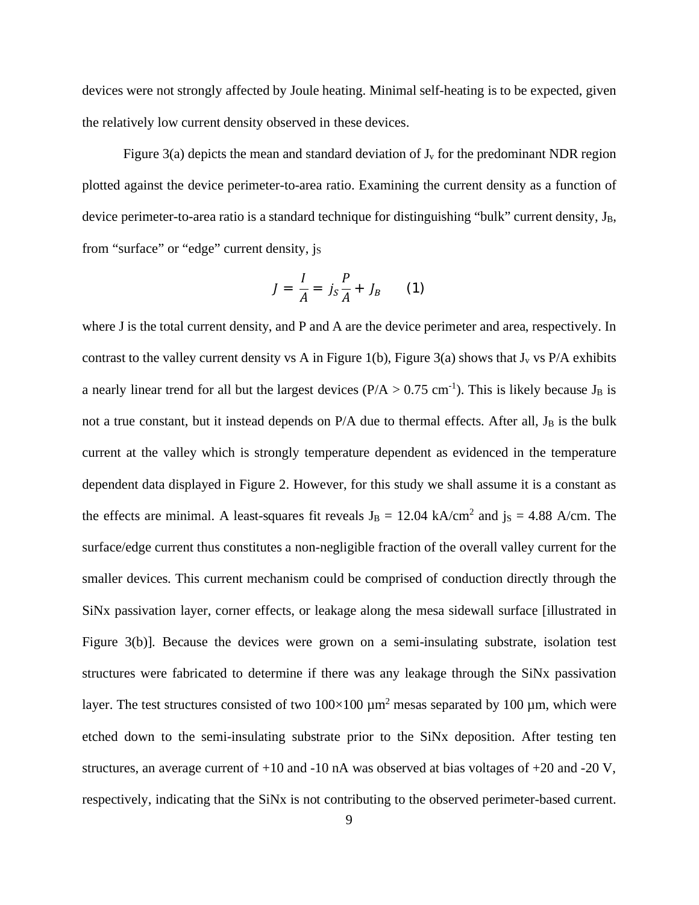devices were not strongly affected by Joule heating. Minimal self-heating is to be expected, given the relatively low current density observed in these devices.

Figure 3(a) depicts the mean and standard deviation of $J_v$ for the predominant NDR region plotted against the device perimeter-to-area ratio. Examining the current density as a function of device perimeter-to-area ratio is a standard technique for distinguishing "bulk" current density, $J_B$, from "surface" or "edge" current density, $j_S$

$$J = \frac{I}{A} = j_S \frac{P}{A} + J_B \qquad (1)$$

where J is the total current density, and P and A are the device perimeter and area, respectively. In contrast to the valley current density vs A in Figure 1(b), Figure 3(a) shows that $J_v$ vs P/A exhibits a nearly linear trend for all but the largest devices (P/A > 0.75 $cm^{-1}$). This is likely because $J_B$ is not a true constant, but it instead depends on P/A due to thermal effects. After all, $J_B$ is the bulk current at the valley which is strongly temperature dependent as evidenced in the temperature dependent data displayed in Figure 2. However, for this study we shall assume it is a constant as the effects are minimal. A least-squares fit reveals $J_B$ = 12.04 kA/$cm^2$ and $j_S$ = 4.88 A/cm. The surface/edge current thus constitutes a non-negligible fraction of the overall valley current for the smaller devices. This current mechanism could be comprised of conduction directly through the SiNx passivation layer, corner effects, or leakage along the mesa sidewall surface [illustrated in Figure 3(b)]. Because the devices were grown on a semi-insulating substrate, isolation test structures were fabricated to determine if there was any leakage through the SiNx passivation layer. The test structures consisted of two 100×100 μm$^2$ mesas separated by 100 μm, which were etched down to the semi-insulating substrate prior to the SiNx deposition. After testing ten structures, an average current of +10 and -10 nA was observed at bias voltages of +20 and -20 V, respectively, indicating that the SiNx is not contributing to the observed perimeter-based current.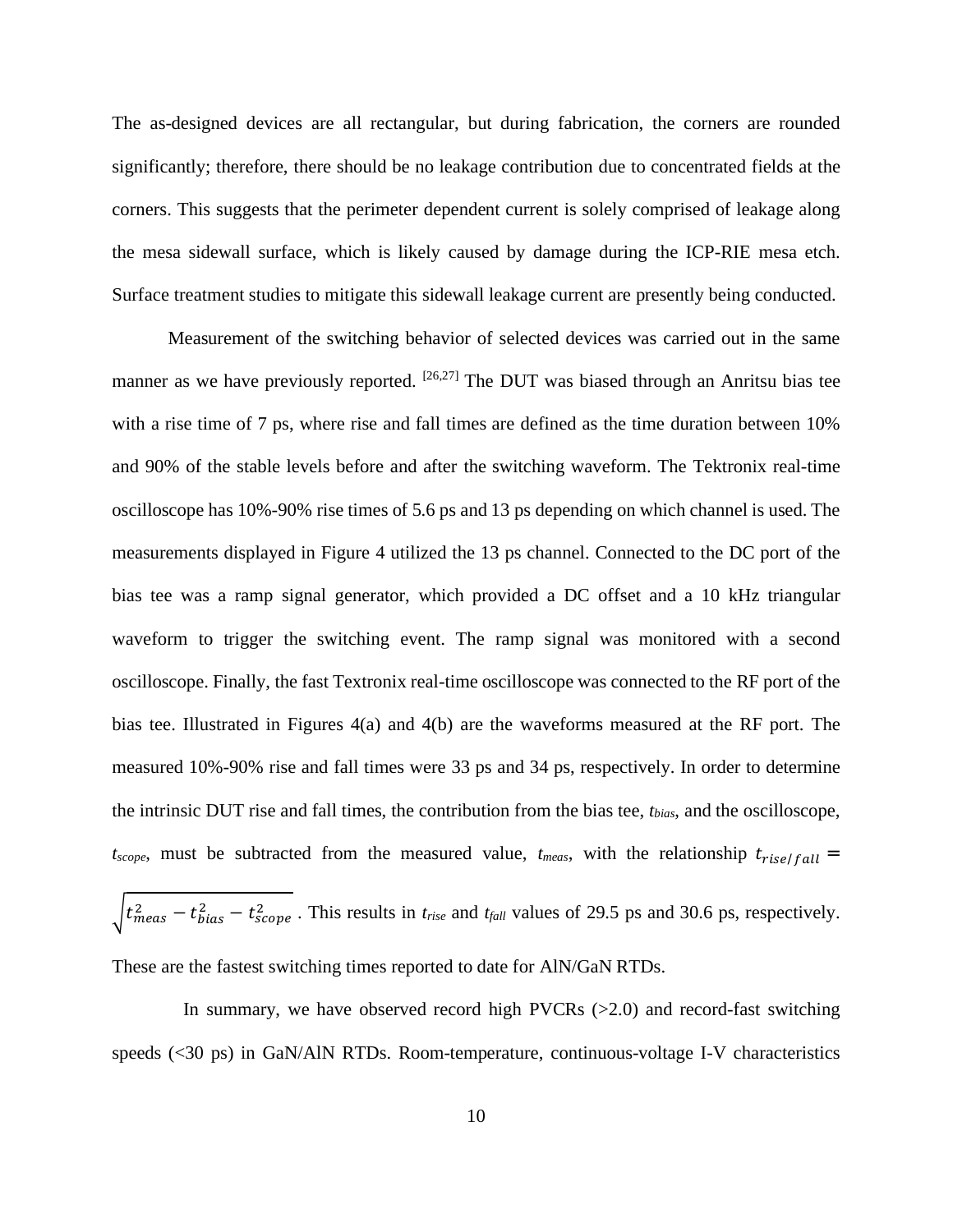The as-designed devices are all rectangular, but during fabrication, the corners are rounded significantly; therefore, there should be no leakage contribution due to concentrated fields at the corners. This suggests that the perimeter dependent current is solely comprised of leakage along the mesa sidewall surface, which is likely caused by damage during the ICP-RIE mesa etch. Surface treatment studies to mitigate this sidewall leakage current are presently being conducted.

Measurement of the switching behavior of selected devices was carried out in the same manner as we have previously reported. [26,27] The DUT was biased through an Anritsu bias tee with a rise time of 7 ps, where rise and fall times are defined as the time duration between 10% and 90% of the stable levels before and after the switching waveform. The Tektronix real-time oscilloscope has 10%-90% rise times of 5.6 ps and 13 ps depending on which channel is used. The measurements displayed in Figure 4 utilized the 13 ps channel. Connected to the DC port of the bias tee was a ramp signal generator, which provided a DC offset and a 10 kHz triangular waveform to trigger the switching event. The ramp signal was monitored with a second oscilloscope. Finally, the fast Textronix real-time oscilloscope was connected to the RF port of the bias tee. Illustrated in Figures 4(a) and 4(b) are the waveforms measured at the RF port. The measured 10%-90% rise and fall times were 33 ps and 34 ps, respectively. In order to determine the intrinsic DUT rise and fall times, the contribution from the bias tee, $t_{bias}$, and the oscilloscope, $t_{scope}$, must be subtracted from the measured value, $t_{meas}$, with the relationship $t_{rise/fall} = \sqrt{t_{meas}^2 - t_{bias}^2 - t_{scope}^2}$ . This results in $t_{rise}$ and $t_{fall}$ values of 29.5 ps and 30.6 ps, respectively. These are the fastest switching times reported to date for AlN/GaN RTDs.

In summary, we have observed record high PVCRs (>2.0) and record-fast switching speeds (<30 ps) in GaN/AlN RTDs. Room-temperature, continuous-voltage I-V characteristics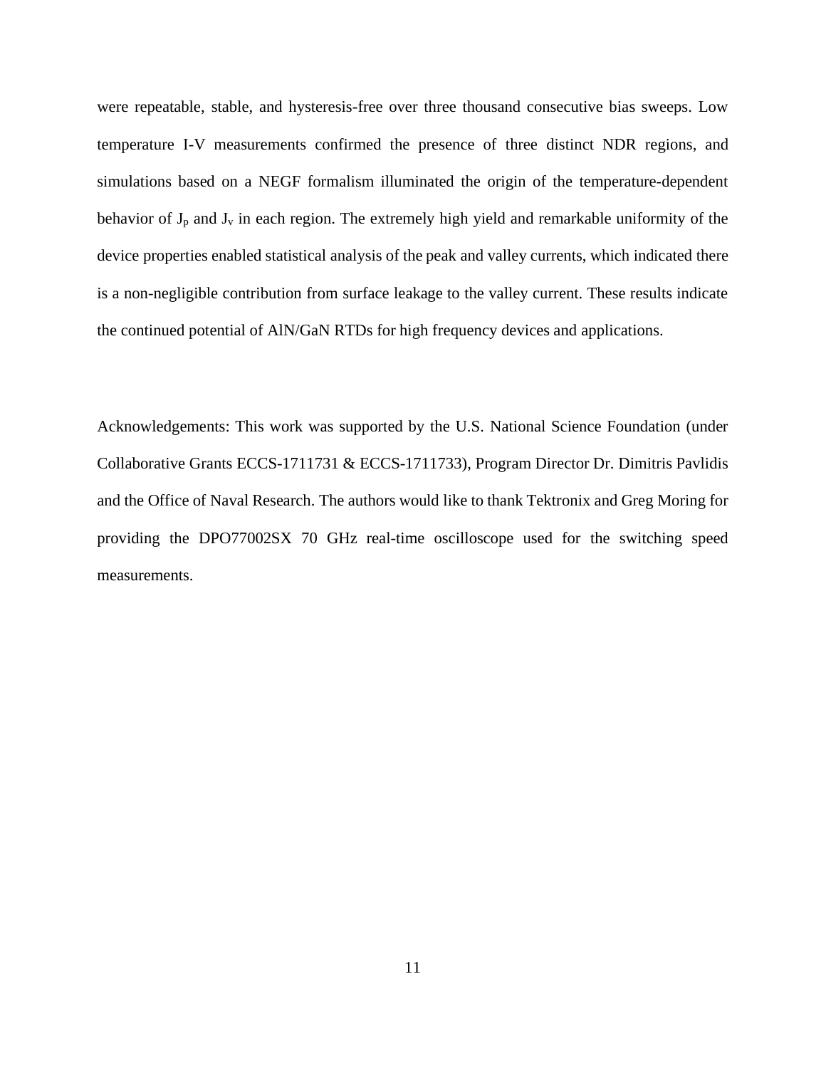were repeatable, stable, and hysteresis-free over three thousand consecutive bias sweeps. Low temperature I-V measurements confirmed the presence of three distinct NDR regions, and simulations based on a NEGF formalism illuminated the origin of the temperature-dependent behavior of $J_p$ and $J_v$ in each region. The extremely high yield and remarkable uniformity of the device properties enabled statistical analysis of the peak and valley currents, which indicated there is a non-negligible contribution from surface leakage to the valley current. These results indicate the continued potential of AlN/GaN RTDs for high frequency devices and applications.

Acknowledgements: This work was supported by the U.S. National Science Foundation (under Collaborative Grants ECCS-1711731 & ECCS-1711733), Program Director Dr. Dimitris Pavlidis and the Office of Naval Research. The authors would like to thank Tektronix and Greg Moring for providing the DPO77002SX 70 GHz real-time oscilloscope used for the switching speed measurements.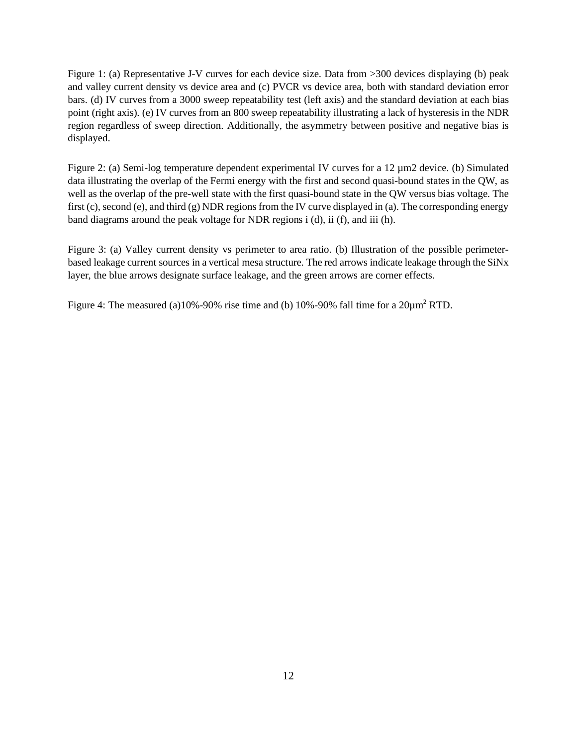Figure 1: (a) Representative J-V curves for each device size. Data from >300 devices displaying (b) peak and valley current density vs device area and (c) PVCR vs device area, both with standard deviation error bars. (d) IV curves from a 3000 sweep repeatability test (left axis) and the standard deviation at each bias point (right axis). (e) IV curves from an 800 sweep repeatability illustrating a lack of hysteresis in the NDR region regardless of sweep direction. Additionally, the asymmetry between positive and negative bias is displayed.

Figure 2: (a) Semi-log temperature dependent experimental IV curves for a 12 µm2 device. (b) Simulated data illustrating the overlap of the Fermi energy with the first and second quasi-bound states in the QW, as well as the overlap of the pre-well state with the first quasi-bound state in the QW versus bias voltage. The first (c), second (e), and third (g) NDR regions from the IV curve displayed in (a). The corresponding energy band diagrams around the peak voltage for NDR regions i (d), ii (f), and iii (h).

Figure 3: (a) Valley current density vs perimeter to area ratio. (b) Illustration of the possible perimeter-based leakage current sources in a vertical mesa structure. The red arrows indicate leakage through the SiNx layer, the blue arrows designate surface leakage, and the green arrows are corner effects.

Figure 4: The measured (a)10%-90% rise time and (b) 10%-90% fall time for a 20µm$^2$ RTD.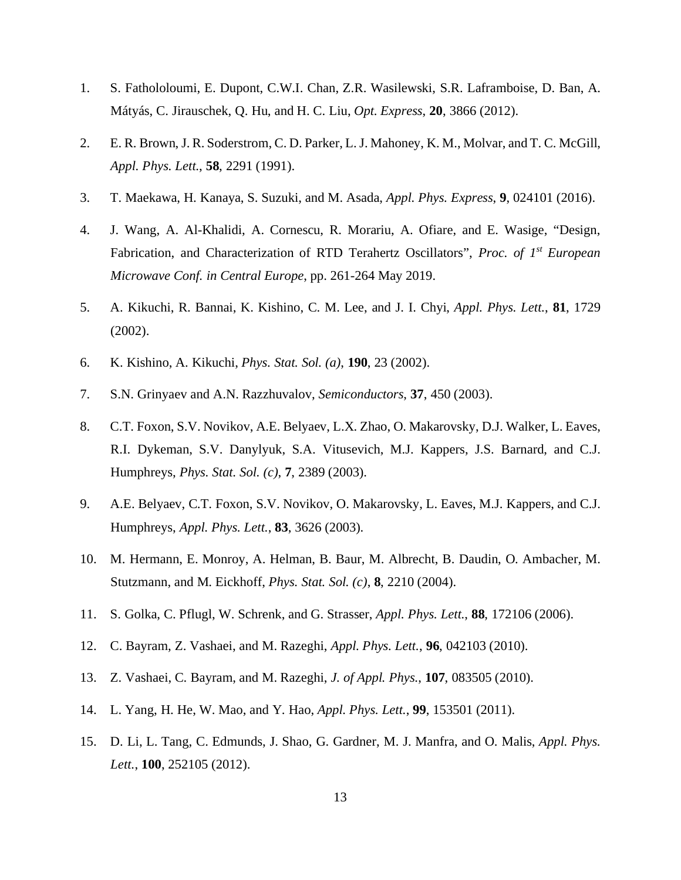1. S. Fathololoumi, E. Dupont, C.W.I. Chan, Z.R. Wasilewski, S.R. Laframboise, D. Ban, A. Mátyás, C. Jirauschek, Q. Hu, and H. C. Liu, *Opt. Express*, **20**, 3866 (2012).

2. E. R. Brown, J. R. Soderstrom, C. D. Parker, L. J. Mahoney, K. M., Molvar, and T. C. McGill, *Appl. Phys. Lett.*, **58**, 2291 (1991).

3. T. Maekawa, H. Kanaya, S. Suzuki, and M. Asada, *Appl. Phys. Express*, **9**, 024101 (2016).

4. J. Wang, A. Al-Khalidi, A. Cornescu, R. Morariu, A. Ofiare, and E. Wasige, "Design, Fabrication, and Characterization of RTD Terahertz Oscillators", *Proc. of 1st European Microwave Conf. in Central Europe*, pp. 261-264 May 2019.

5. A. Kikuchi, R. Bannai, K. Kishino, C. M. Lee, and J. I. Chyi, *Appl. Phys. Lett.*, **81**, 1729 (2002).

6. K. Kishino, A. Kikuchi, *Phys. Stat. Sol. (a)*, **190**, 23 (2002).

7. S.N. Grinyaev and A.N. Razzhuvalov, *Semiconductors*, **37**, 450 (2003).

8. C.T. Foxon, S.V. Novikov, A.E. Belyaev, L.X. Zhao, O. Makarovsky, D.J. Walker, L. Eaves, R.I. Dykeman, S.V. Danylyuk, S.A. Vitusevich, M.J. Kappers, J.S. Barnard, and C.J. Humphreys, *Phys. Stat. Sol. (c)*, **7**, 2389 (2003).

9. A.E. Belyaev, C.T. Foxon, S.V. Novikov, O. Makarovsky, L. Eaves, M.J. Kappers, and C.J. Humphreys, *Appl. Phys. Lett.*, **83**, 3626 (2003).

10. M. Hermann, E. Monroy, A. Helman, B. Baur, M. Albrecht, B. Daudin, O. Ambacher, M. Stutzmann, and M. Eickhoff, *Phys. Stat. Sol. (c)*, **8**, 2210 (2004).

11. S. Golka, C. Pflugl, W. Schrenk, and G. Strasser, *Appl. Phys. Lett.*, **88**, 172106 (2006).

12. C. Bayram, Z. Vashaei, and M. Razeghi, *Appl. Phys. Lett.*, **96**, 042103 (2010).

13. Z. Vashaei, C. Bayram, and M. Razeghi, *J. of Appl. Phys.*, **107**, 083505 (2010).

14. L. Yang, H. He, W. Mao, and Y. Hao, *Appl. Phys. Lett.*, **99**, 153501 (2011).

15. D. Li, L. Tang, C. Edmunds, J. Shao, G. Gardner, M. J. Manfra, and O. Malis, *Appl. Phys. Lett.*, **100**, 252105 (2012).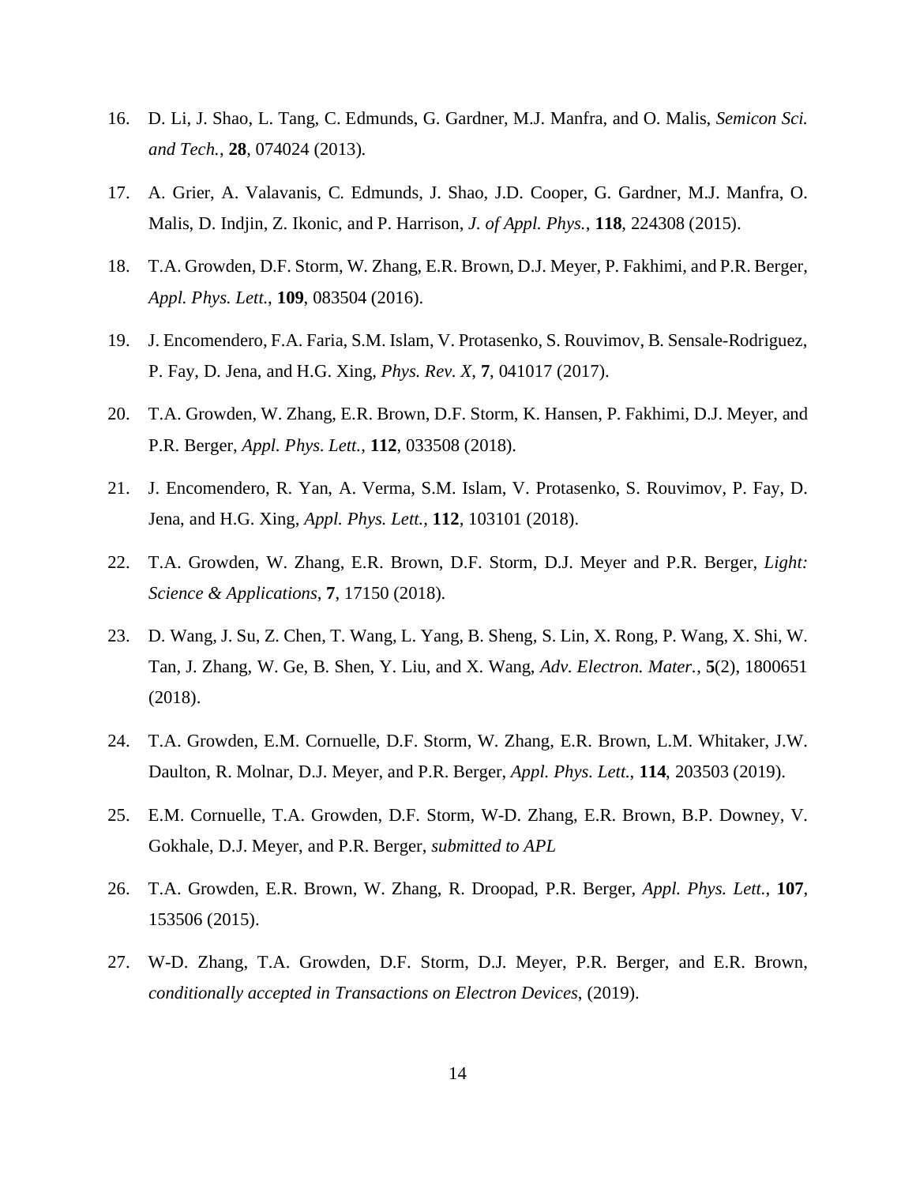16. D. Li, J. Shao, L. Tang, C. Edmunds, G. Gardner, M.J. Manfra, and O. Malis, *Semicon Sci. and Tech.*, **28**, 074024 (2013).

17. A. Grier, A. Valavanis, C. Edmunds, J. Shao, J.D. Cooper, G. Gardner, M.J. Manfra, O. Malis, D. Indjin, Z. Ikonic, and P. Harrison, *J. of Appl. Phys.*, **118**, 224308 (2015).

18. T.A. Growden, D.F. Storm, W. Zhang, E.R. Brown, D.J. Meyer, P. Fakhimi, and P.R. Berger, *Appl. Phys. Lett.*, **109**, 083504 (2016).

19. J. Encomendero, F.A. Faria, S.M. Islam, V. Protasenko, S. Rouvimov, B. Sensale-Rodriguez, P. Fay, D. Jena, and H.G. Xing, *Phys. Rev. X*, **7**, 041017 (2017).

20. T.A. Growden, W. Zhang, E.R. Brown, D.F. Storm, K. Hansen, P. Fakhimi, D.J. Meyer, and P.R. Berger, *Appl. Phys. Lett.*, **112**, 033508 (2018).

21. J. Encomendero, R. Yan, A. Verma, S.M. Islam, V. Protasenko, S. Rouvimov, P. Fay, D. Jena, and H.G. Xing, *Appl. Phys. Lett.*, **112**, 103101 (2018).

22. T.A. Growden, W. Zhang, E.R. Brown, D.F. Storm, D.J. Meyer and P.R. Berger, *Light: Science & Applications*, **7**, 17150 (2018).

23. D. Wang, J. Su, Z. Chen, T. Wang, L. Yang, B. Sheng, S. Lin, X. Rong, P. Wang, X. Shi, W. Tan, J. Zhang, W. Ge, B. Shen, Y. Liu, and X. Wang, *Adv. Electron. Mater.*, **5**(2), 1800651 (2018).

24. T.A. Growden, E.M. Cornuelle, D.F. Storm, W. Zhang, E.R. Brown, L.M. Whitaker, J.W. Daulton, R. Molnar, D.J. Meyer, and P.R. Berger, *Appl. Phys. Lett.*, **114**, 203503 (2019).

25. E.M. Cornuelle, T.A. Growden, D.F. Storm, W-D. Zhang, E.R. Brown, B.P. Downey, V. Gokhale, D.J. Meyer, and P.R. Berger, *submitted to APL*

26. T.A. Growden, E.R. Brown, W. Zhang, R. Droopad, P.R. Berger, *Appl. Phys. Lett.*, **107**, 153506 (2015).

27. W-D. Zhang, T.A. Growden, D.F. Storm, D.J. Meyer, P.R. Berger, and E.R. Brown, *conditionally accepted in Transactions on Electron Devices*, (2019).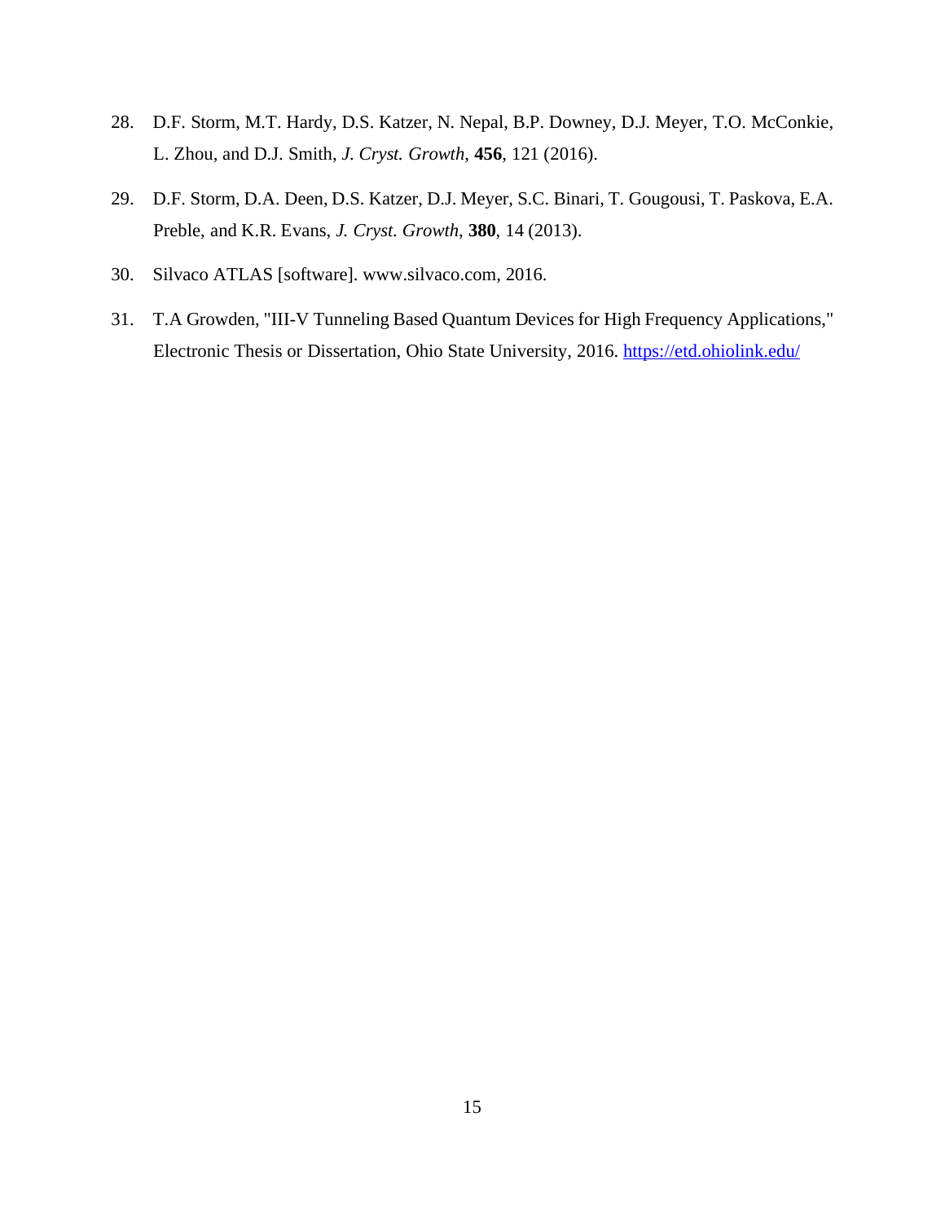28. D.F. Storm, M.T. Hardy, D.S. Katzer, N. Nepal, B.P. Downey, D.J. Meyer, T.O. McConkie, L. Zhou, and D.J. Smith, *J. Cryst. Growth*, **456**, 121 (2016).

29. D.F. Storm, D.A. Deen, D.S. Katzer, D.J. Meyer, S.C. Binari, T. Gougousi, T. Paskova, E.A. Preble, and K.R. Evans, *J. Cryst. Growth*, **380**, 14 (2013).

30. Silvaco ATLAS [software]. www.silvaco.com, 2016.

31. T.A Growden, "III-V Tunneling Based Quantum Devices for High Frequency Applications," Electronic Thesis or Dissertation, Ohio State University, 2016. https://etd.ohiolink.edu/